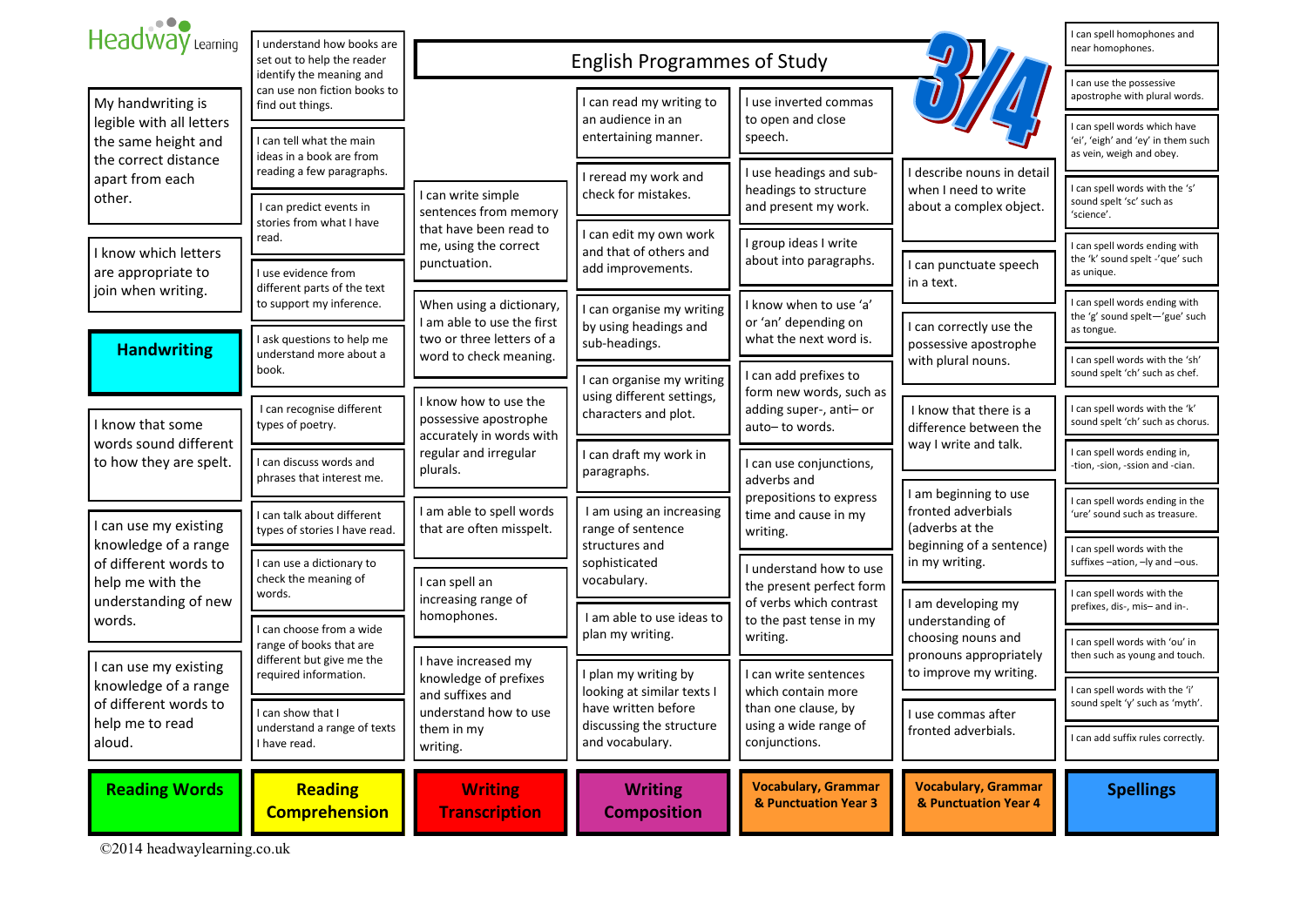Headway Learning

# English Programmes of Study 3/4

## Handwriting

- My handwriting is legible with all letters the same height and the correct distance apart from each other.
- I know which letters are appropriate to join when writing.

## Reading Words

- I know that some words sound different to how they are spelt.
- I can use my existing knowledge of a range of different words to help me with the understanding of new words.
- I can use my existing knowledge of a range of different words to help me to read aloud.

## Reading Comprehension

- I understand how books are set out to help the reader identify the meaning and can use non fiction books to find out things.
- I can tell what the main ideas in a book are from reading a few paragraphs.
- I can predict events in stories from what I have read.
- I use evidence from different parts of the text to support my inference.
- I ask questions to help me understand more about a book.
- I can recognise different types of poetry.
- I can discuss words and phrases that interest me.
- I can talk about different types of stories I have read.
- I can use a dictionary to check the meaning of words.
- I can choose from a wide range of books that are different but give me the required information.
- I can show that I understand a range of texts I have read.

## Writing Transcription

- I can write simple sentences from memory that have been read to me, using the correct punctuation.
- When using a dictionary, I am able to use the first two or three letters of a word to check meaning.
- I know how to use the possessive apostrophe accurately in words with regular and irregular plurals.
- I am able to spell words that are often misspelt.
- I can spell an increasing range of homophones.
- I have increased my knowledge of prefixes and suffixes and understand how to use them in my writing.

## Writing Composition

- I can read my writing to an audience in an entertaining manner.
- I reread my work and check for mistakes.
- I can edit my own work and that of others and add improvements.
- I can organise my writing by using headings and sub-headings.
- I can organise my writing using different settings, characters and plot.
- I can draft my work in paragraphs.
- I am using an increasing range of sentence structures and sophisticated vocabulary.
- I am able to use ideas to plan my writing.
- I plan my writing by looking at similar texts I have written before discussing the structure and vocabulary.

## Vocabulary, Grammar & Punctuation Year 3

- I use inverted commas to open and close speech.
- I use headings and sub-headings to structure and present my work.
- I group ideas I write about into paragraphs.
- I know when to use 'a' or 'an' depending on what the next word is.
- I can add prefixes to form new words, such as adding super-, anti– or auto– to words.
- I can use conjunctions, adverbs and prepositions to express time and cause in my writing.
- I understand how to use the present perfect form of verbs which contrast to the past tense in my writing.
- I can write sentences which contain more than one clause, by using a wide range of conjunctions.

## Vocabulary, Grammar & Punctuation Year 4

- I describe nouns in detail when I need to write about a complex object.
- I can punctuate speech in a text.
- I can correctly use the possessive apostrophe with plural nouns.
- I know that there is a difference between the way I write and talk.
- I am beginning to use fronted adverbials (adverbs at the beginning of a sentence) in my writing.
- I am developing my understanding of choosing nouns and pronouns appropriately to improve my writing.
- I use commas after fronted adverbials.

## Spellings

- I can spell homophones and near homophones.
- I can use the possessive apostrophe with plural words.
- I can spell words which have 'ei', 'eigh' and 'ey' in them such as vein, weigh and obey.
- I can spell words with the 's' sound spelt 'sc' such as 'science'.
- I can spell words ending with the 'k' sound spelt -'que' such as unique.
- I can spell words ending with the 'g' sound spelt—'gue' such as tongue.
- I can spell words with the 'sh' sound spelt 'ch' such as chef.
- I can spell words with the 'k' sound spelt 'ch' such as chorus.
- I can spell words ending in, -tion, -sion, -ssion and -cian.
- I can spell words ending in the 'ure' sound such as treasure.
- I can spell words with the suffixes –ation, –ly and –ous.
- I can spell words with the prefixes, dis-, mis– and in-.
- I can spell words with 'ou' in then such as young and touch.
- I can spell words with the 'i' sound spelt 'y' such as 'myth'.
- I can add suffix rules correctly.

©2014 headwaylearning.co.uk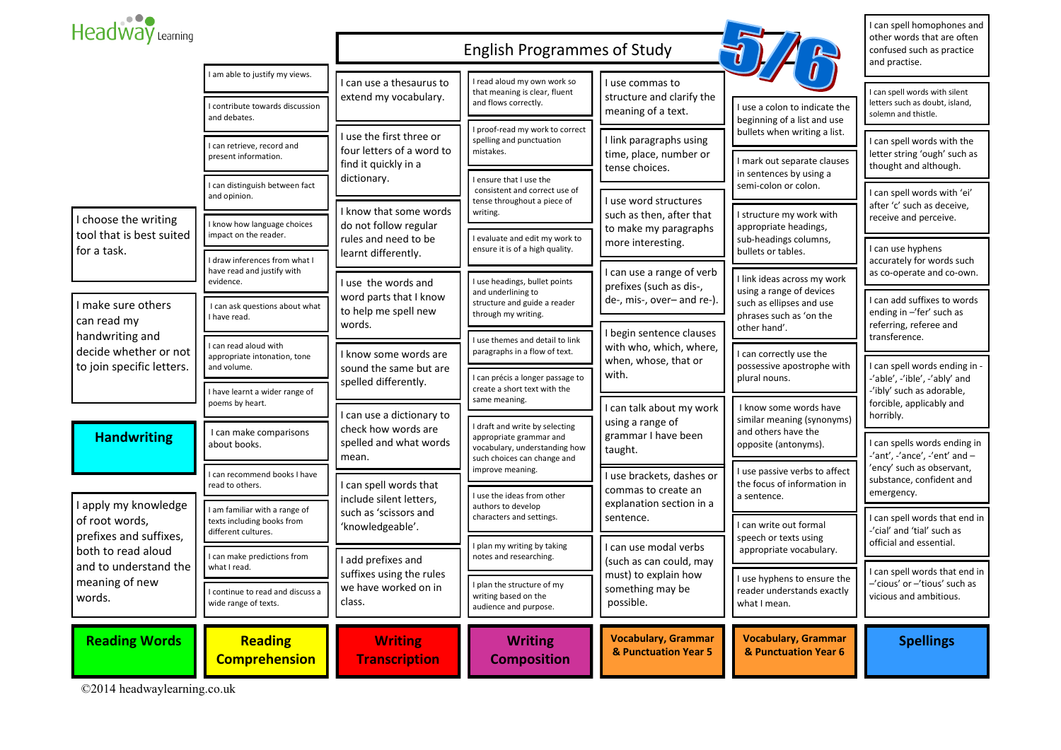# English Programmes of Study 5/6

## Handwriting

- I choose the writing tool that is best suited for a task.
- I make sure others can read my handwriting and decide whether or not to join specific letters.

## Reading Words

- I apply my knowledge of root words, prefixes and suffixes, both to read aloud and to understand the meaning of new words.

## Reading Comprehension

- I am able to justify my views.
- I contribute towards discussion and debates.
- I can retrieve, record and present information.
- I can distinguish between fact and opinion.
- I know how language choices impact on the reader.
- I draw inferences from what I have read and justify with evidence.
- I can ask questions about what I have read.
- I can read aloud with appropriate intonation, tone and volume.
- I have learnt a wider range of poems by heart.
- I can make comparisons about books.
- I can recommend books I have read to others.
- I am familiar with a range of texts including books from different cultures.
- I can make predictions from what I read.
- I continue to read and discuss a wide range of texts.

## Writing Transcription

- I can use a thesaurus to extend my vocabulary.
- I use the first three or four letters of a word to find it quickly in a dictionary.
- I know that some words do not follow regular rules and need to be learnt differently.
- I use the words and word parts that I know to help me spell new words.
- I know some words are sound the same but are spelled differently.
- I can use a dictionary to check how words are spelled and what words mean.
- I can spell words that include silent letters, such as 'scissors and 'knowledgeable'.
- I add prefixes and suffixes using the rules we have worked on in class.

## Writing Composition

- I read aloud my own work so that meaning is clear, fluent and flows correctly.
- I proof-read my work to correct spelling and punctuation mistakes.
- I ensure that I use the consistent and correct use of tense throughout a piece of writing.
- I evaluate and edit my work to ensure it is of a high quality.
- I use headings, bullet points and underlining to structure and guide a reader through my writing.
- I use themes and detail to link paragraphs in a flow of text.
- I can précis a longer passage to create a short text with the same meaning.
- I draft and write by selecting appropriate grammar and vocabulary, understanding how such choices can change and improve meaning.
- I use the ideas from other authors to develop characters and settings.
- I plan my writing by taking notes and researching.
- I plan the structure of my writing based on the audience and purpose.

## Vocabulary, Grammar & Punctuation Year 5

- I use commas to structure and clarify the meaning of a text.
- I link paragraphs using time, place, number or tense choices.
- I use word structures such as then, after that to make my paragraphs more interesting.
- I can use a range of verb prefixes (such as dis-, de-, mis-, over– and re-).
- I begin sentence clauses with who, which, where, when, whose, that or with.
- I can talk about my work using a range of grammar I have been taught.
- I use brackets, dashes or commas to create an explanation section in a sentence.
- I can use modal verbs (such as can could, may must) to explain how something may be possible.

## Vocabulary, Grammar & Punctuation Year 6

- I use a colon to indicate the beginning of a list and use bullets when writing a list.
- I mark out separate clauses in sentences by using a semi-colon or colon.
- I structure my work with appropriate headings, sub-headings columns, bullets or tables.
- I link ideas across my work using a range of devices such as ellipses and use phrases such as 'on the other hand'.
- I can correctly use the possessive apostrophe with plural nouns.
- I know some words have similar meaning (synonyms) and others have the opposite (antonyms).
- I use passive verbs to affect the focus of information in a sentence.
- I can write out formal speech or texts using appropriate vocabulary.
- I use hyphens to ensure the reader understands exactly what I mean.

## Spellings

- I can spell homophones and other words that are often confused such as practice and practise.
- I can spell words with silent letters such as doubt, island, solemn and thistle.
- I can spell words with the letter string 'ough' such as thought and although.
- I can spell words with 'ei' after 'c' such as deceive, receive and perceive.
- I can use hyphens accurately for words such as co-operate and co-own.
- I can add suffixes to words ending in –'fer' such as referring, referee and transference.
- I can spell words ending in --'able', -'ible', -'ably' and -'ibly' such as adorable, forcible, applicably and horribly.
- I can spells words ending in -'ant', -'ance', -'ent' and –'ency' such as observant, substance, confident and emergency.
- I can spell words that end in -'cial' and 'tial' such as official and essential.
- I can spell words that end in –'cious' or –'tious' such as vicious and ambitious.

©2014 headwaylearning.co.uk